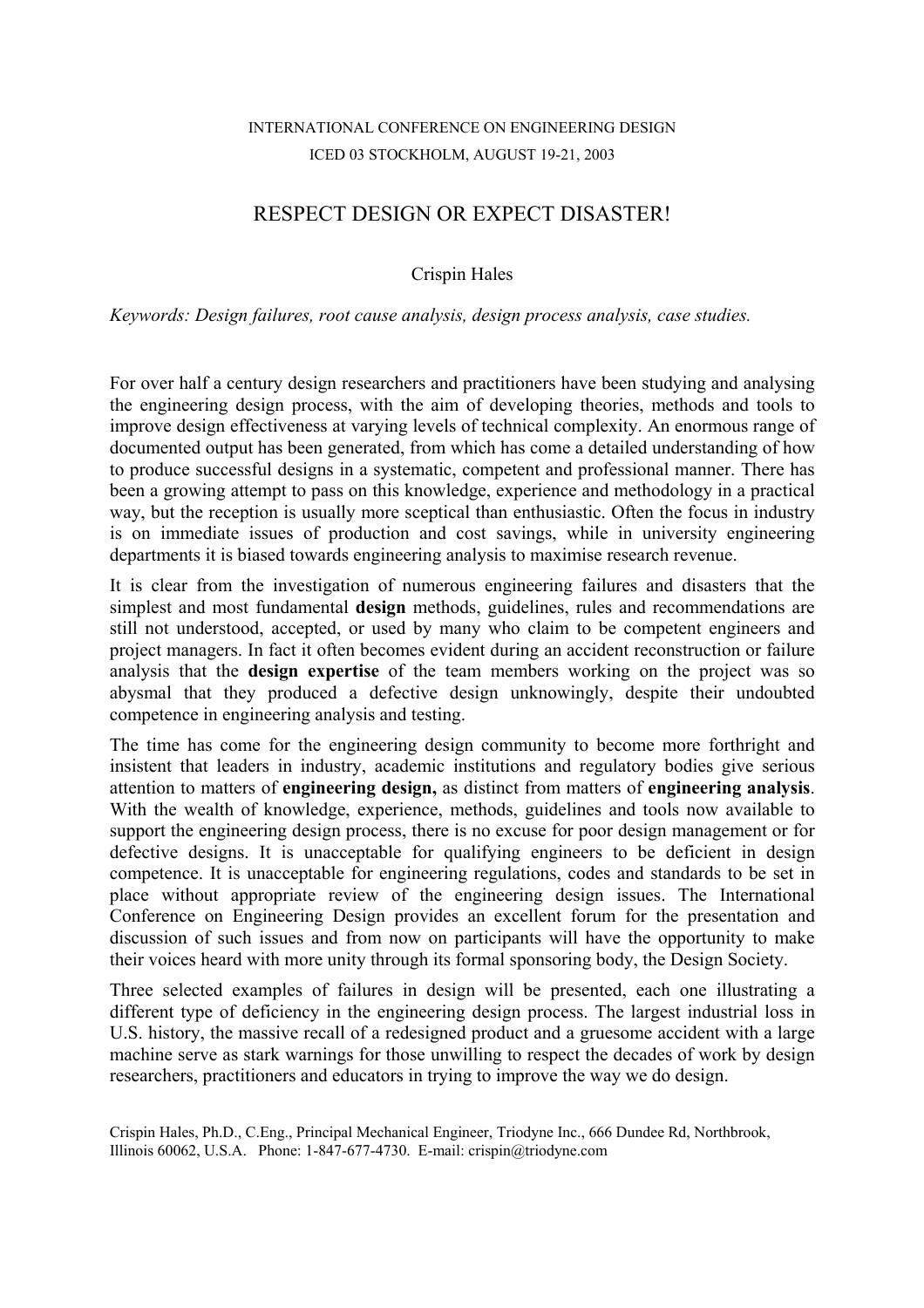INTERNATIONAL CONFERENCE ON ENGINEERING DESIGN
ICED 03 STOCKHOLM, AUGUST 19-21, 2003

# RESPECT DESIGN OR EXPECT DISASTER!

Crispin Hales

*Keywords: Design failures, root cause analysis, design process analysis, case studies.*

For over half a century design researchers and practitioners have been studying and analysing the engineering design process, with the aim of developing theories, methods and tools to improve design effectiveness at varying levels of technical complexity. An enormous range of documented output has been generated, from which has come a detailed understanding of how to produce successful designs in a systematic, competent and professional manner. There has been a growing attempt to pass on this knowledge, experience and methodology in a practical way, but the reception is usually more sceptical than enthusiastic. Often the focus in industry is on immediate issues of production and cost savings, while in university engineering departments it is biased towards engineering analysis to maximise research revenue.

It is clear from the investigation of numerous engineering failures and disasters that the simplest and most fundamental **design** methods, guidelines, rules and recommendations are still not understood, accepted, or used by many who claim to be competent engineers and project managers. In fact it often becomes evident during an accident reconstruction or failure analysis that the **design expertise** of the team members working on the project was so abysmal that they produced a defective design unknowingly, despite their undoubted competence in engineering analysis and testing.

The time has come for the engineering design community to become more forthright and insistent that leaders in industry, academic institutions and regulatory bodies give serious attention to matters of **engineering design,** as distinct from matters of **engineering analysis**. With the wealth of knowledge, experience, methods, guidelines and tools now available to support the engineering design process, there is no excuse for poor design management or for defective designs. It is unacceptable for qualifying engineers to be deficient in design competence. It is unacceptable for engineering regulations, codes and standards to be set in place without appropriate review of the engineering design issues. The International Conference on Engineering Design provides an excellent forum for the presentation and discussion of such issues and from now on participants will have the opportunity to make their voices heard with more unity through its formal sponsoring body, the Design Society.

Three selected examples of failures in design will be presented, each one illustrating a different type of deficiency in the engineering design process. The largest industrial loss in U.S. history, the massive recall of a redesigned product and a gruesome accident with a large machine serve as stark warnings for those unwilling to respect the decades of work by design researchers, practitioners and educators in trying to improve the way we do design.

Crispin Hales, Ph.D., C.Eng., Principal Mechanical Engineer, Triodyne Inc., 666 Dundee Rd, Northbrook, Illinois 60062, U.S.A. Phone: 1-847-677-4730. E-mail: crispin@triodyne.com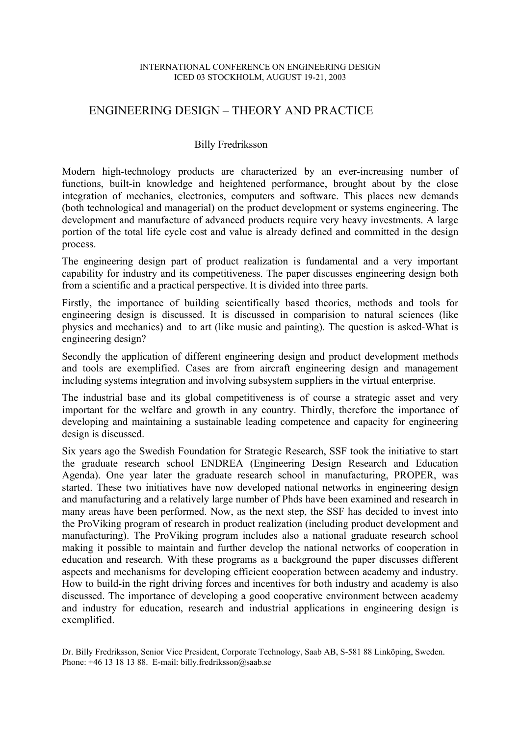INTERNATIONAL CONFERENCE ON ENGINEERING DESIGN
ICED 03 STOCKHOLM, AUGUST 19-21, 2003

# ENGINEERING DESIGN – THEORY AND PRACTICE

Billy Fredriksson

Modern high-technology products are characterized by an ever-increasing number of functions, built-in knowledge and heightened performance, brought about by the close integration of mechanics, electronics, computers and software. This places new demands (both technological and managerial) on the product development or systems engineering. The development and manufacture of advanced products require very heavy investments. A large portion of the total life cycle cost and value is already defined and committed in the design process.

The engineering design part of product realization is fundamental and a very important capability for industry and its competitiveness. The paper discusses engineering design both from a scientific and a practical perspective. It is divided into three parts.

Firstly, the importance of building scientifically based theories, methods and tools for engineering design is discussed. It is discussed in comparision to natural sciences (like physics and mechanics) and to art (like music and painting). The question is asked-What is engineering design?

Secondly the application of different engineering design and product development methods and tools are exemplified. Cases are from aircraft engineering design and management including systems integration and involving subsystem suppliers in the virtual enterprise.

The industrial base and its global competitiveness is of course a strategic asset and very important for the welfare and growth in any country. Thirdly, therefore the importance of developing and maintaining a sustainable leading competence and capacity for engineering design is discussed.

Six years ago the Swedish Foundation for Strategic Research, SSF took the initiative to start the graduate research school ENDREA (Engineering Design Research and Education Agenda). One year later the graduate research school in manufacturing, PROPER, was started. These two initiatives have now developed national networks in engineering design and manufacturing and a relatively large number of Phds have been examined and research in many areas have been performed. Now, as the next step, the SSF has decided to invest into the ProViking program of research in product realization (including product development and manufacturing). The ProViking program includes also a national graduate research school making it possible to maintain and further develop the national networks of cooperation in education and research. With these programs as a background the paper discusses different aspects and mechanisms for developing efficient cooperation between academy and industry. How to build-in the right driving forces and incentives for both industry and academy is also discussed. The importance of developing a good cooperative environment between academy and industry for education, research and industrial applications in engineering design is exemplified.

Dr. Billy Fredriksson, Senior Vice President, Corporate Technology, Saab AB, S-581 88 Linköping, Sweden.
Phone: +46 13 18 13 88. E-mail: billy.fredriksson@saab.se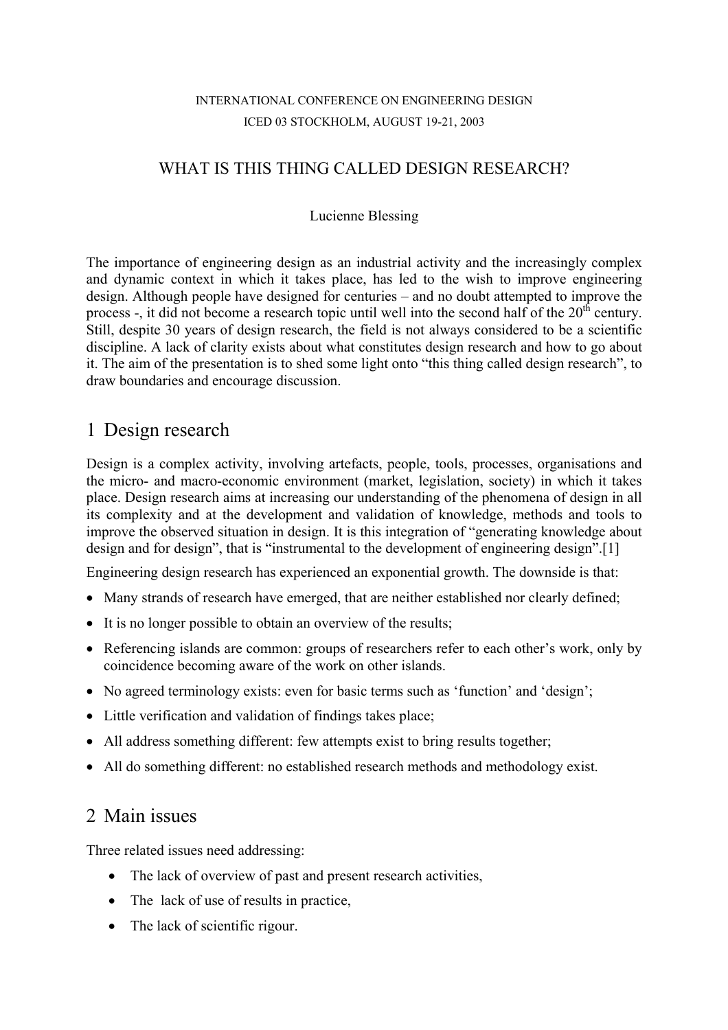INTERNATIONAL CONFERENCE ON ENGINEERING DESIGN
ICED 03 STOCKHOLM, AUGUST 19-21, 2003

# WHAT IS THIS THING CALLED DESIGN RESEARCH?

Lucienne Blessing

The importance of engineering design as an industrial activity and the increasingly complex and dynamic context in which it takes place, has led to the wish to improve engineering design. Although people have designed for centuries – and no doubt attempted to improve the process -, it did not become a research topic until well into the second half of the 20th century. Still, despite 30 years of design research, the field is not always considered to be a scientific discipline. A lack of clarity exists about what constitutes design research and how to go about it. The aim of the presentation is to shed some light onto "this thing called design research", to draw boundaries and encourage discussion.

## 1 Design research

Design is a complex activity, involving artefacts, people, tools, processes, organisations and the micro- and macro-economic environment (market, legislation, society) in which it takes place. Design research aims at increasing our understanding of the phenomena of design in all its complexity and at the development and validation of knowledge, methods and tools to improve the observed situation in design. It is this integration of "generating knowledge about design and for design", that is "instrumental to the development of engineering design".[1]

Engineering design research has experienced an exponential growth. The downside is that:

- Many strands of research have emerged, that are neither established nor clearly defined;
- It is no longer possible to obtain an overview of the results;
- Referencing islands are common: groups of researchers refer to each other's work, only by coincidence becoming aware of the work on other islands.
- No agreed terminology exists: even for basic terms such as 'function' and 'design';
- Little verification and validation of findings takes place;
- All address something different: few attempts exist to bring results together;
- All do something different: no established research methods and methodology exist.

## 2 Main issues

Three related issues need addressing:

- The lack of overview of past and present research activities,
- The lack of use of results in practice,
- The lack of scientific rigour.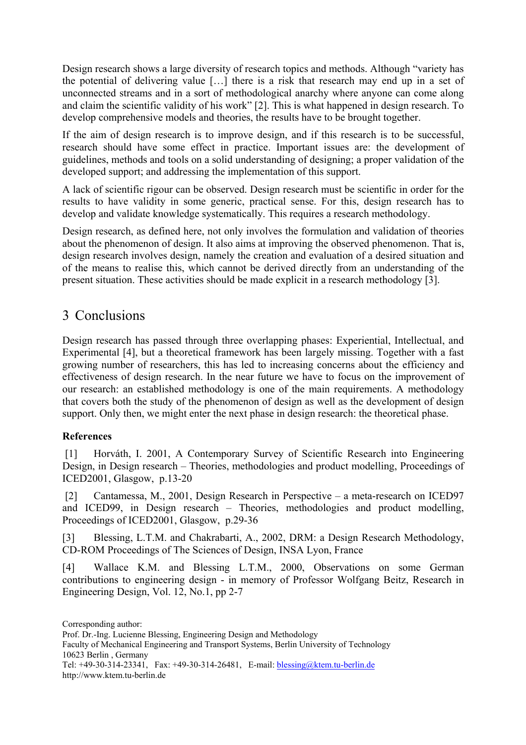Design research shows a large diversity of research topics and methods. Although "variety has the potential of delivering value […] there is a risk that research may end up in a set of unconnected streams and in a sort of methodological anarchy where anyone can come along and claim the scientific validity of his work" [2]. This is what happened in design research. To develop comprehensive models and theories, the results have to be brought together.

If the aim of design research is to improve design, and if this research is to be successful, research should have some effect in practice. Important issues are: the development of guidelines, methods and tools on a solid understanding of designing; a proper validation of the developed support; and addressing the implementation of this support.

A lack of scientific rigour can be observed. Design research must be scientific in order for the results to have validity in some generic, practical sense. For this, design research has to develop and validate knowledge systematically. This requires a research methodology.

Design research, as defined here, not only involves the formulation and validation of theories about the phenomenon of design. It also aims at improving the observed phenomenon. That is, design research involves design, namely the creation and evaluation of a desired situation and of the means to realise this, which cannot be derived directly from an understanding of the present situation. These activities should be made explicit in a research methodology [3].

# 3 Conclusions

Design research has passed through three overlapping phases: Experiential, Intellectual, and Experimental [4], but a theoretical framework has been largely missing. Together with a fast growing number of researchers, this has led to increasing concerns about the efficiency and effectiveness of design research. In the near future we have to focus on the improvement of our research: an established methodology is one of the main requirements. A methodology that covers both the study of the phenomenon of design as well as the development of design support. Only then, we might enter the next phase in design research: the theoretical phase.

**References**

[1] Horváth, I. 2001, A Contemporary Survey of Scientific Research into Engineering Design, in Design research – Theories, methodologies and product modelling, Proceedings of ICED2001, Glasgow, p.13-20

[2] Cantamessa, M., 2001, Design Research in Perspective – a meta-research on ICED97 and ICED99, in Design research – Theories, methodologies and product modelling, Proceedings of ICED2001, Glasgow, p.29-36

[3] Blessing, L.T.M. and Chakrabarti, A., 2002, DRM: a Design Research Methodology, CD-ROM Proceedings of The Sciences of Design, INSA Lyon, France

[4] Wallace K.M. and Blessing L.T.M., 2000, Observations on some German contributions to engineering design - in memory of Professor Wolfgang Beitz, Research in Engineering Design, Vol. 12, No.1, pp 2-7

Corresponding author:
Prof. Dr.-Ing. Lucienne Blessing, Engineering Design and Methodology
Faculty of Mechanical Engineering and Transport Systems, Berlin University of Technology
10623 Berlin , Germany
Tel: +49-30-314-23341, Fax: +49-30-314-26481, E-mail: blessing@ktem.tu-berlin.de
http://www.ktem.tu-berlin.de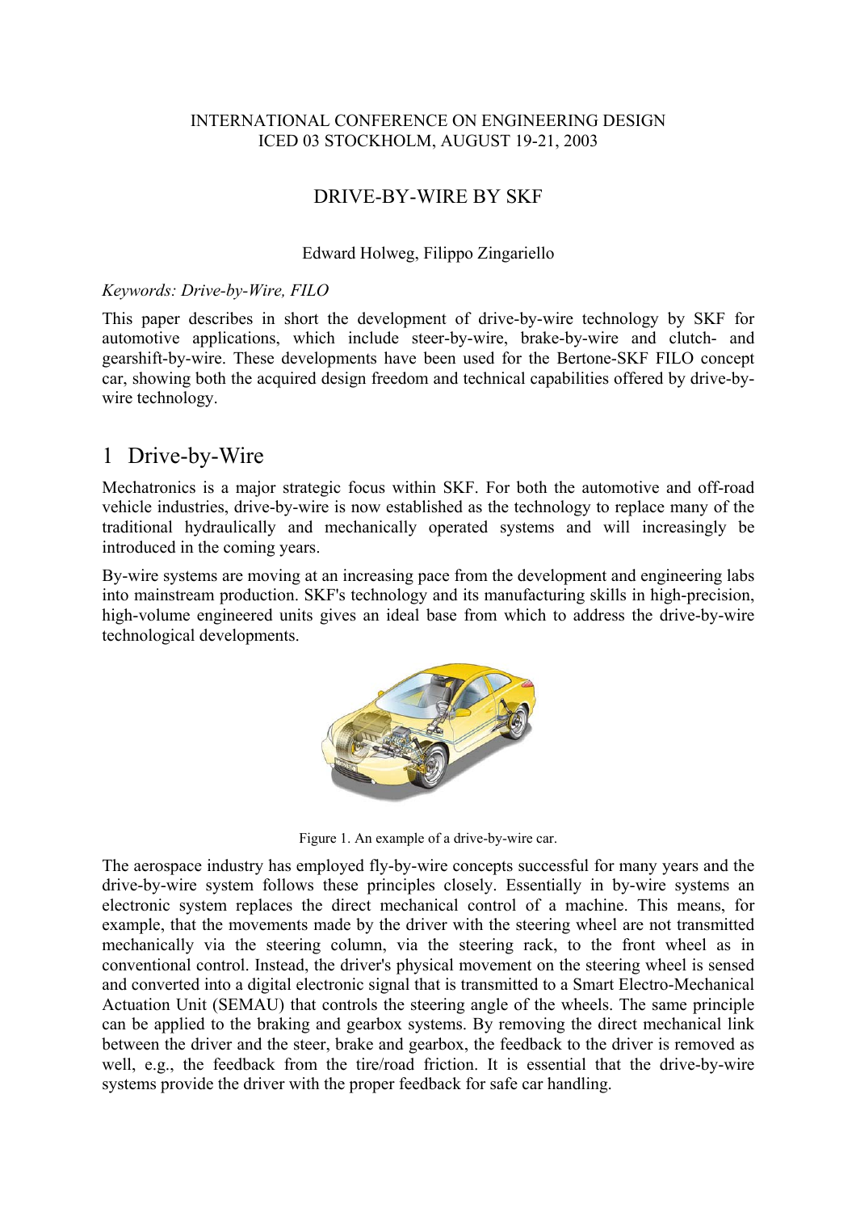INTERNATIONAL CONFERENCE ON ENGINEERING DESIGN
ICED 03 STOCKHOLM, AUGUST 19-21, 2003

# DRIVE-BY-WIRE BY SKF

Edward Holweg, Filippo Zingariello

*Keywords: Drive-by-Wire, FILO*

This paper describes in short the development of drive-by-wire technology by SKF for automotive applications, which include steer-by-wire, brake-by-wire and clutch- and gearshift-by-wire. These developments have been used for the Bertone-SKF FILO concept car, showing both the acquired design freedom and technical capabilities offered by drive-by-wire technology.

## 1 Drive-by-Wire

Mechatronics is a major strategic focus within SKF. For both the automotive and off-road vehicle industries, drive-by-wire is now established as the technology to replace many of the traditional hydraulically and mechanically operated systems and will increasingly be introduced in the coming years.

By-wire systems are moving at an increasing pace from the development and engineering labs into mainstream production. SKF's technology and its manufacturing skills in high-precision, high-volume engineered units gives an ideal base from which to address the drive-by-wire technological developments.

Figure 1. An example of a drive-by-wire car.

The aerospace industry has employed fly-by-wire concepts successful for many years and the drive-by-wire system follows these principles closely. Essentially in by-wire systems an electronic system replaces the direct mechanical control of a machine. This means, for example, that the movements made by the driver with the steering wheel are not transmitted mechanically via the steering column, via the steering rack, to the front wheel as in conventional control. Instead, the driver's physical movement on the steering wheel is sensed and converted into a digital electronic signal that is transmitted to a Smart Electro-Mechanical Actuation Unit (SEMAU) that controls the steering angle of the wheels. The same principle can be applied to the braking and gearbox systems. By removing the direct mechanical link between the driver and the steer, brake and gearbox, the feedback to the driver is removed as well, e.g., the feedback from the tire/road friction. It is essential that the drive-by-wire systems provide the driver with the proper feedback for safe car handling.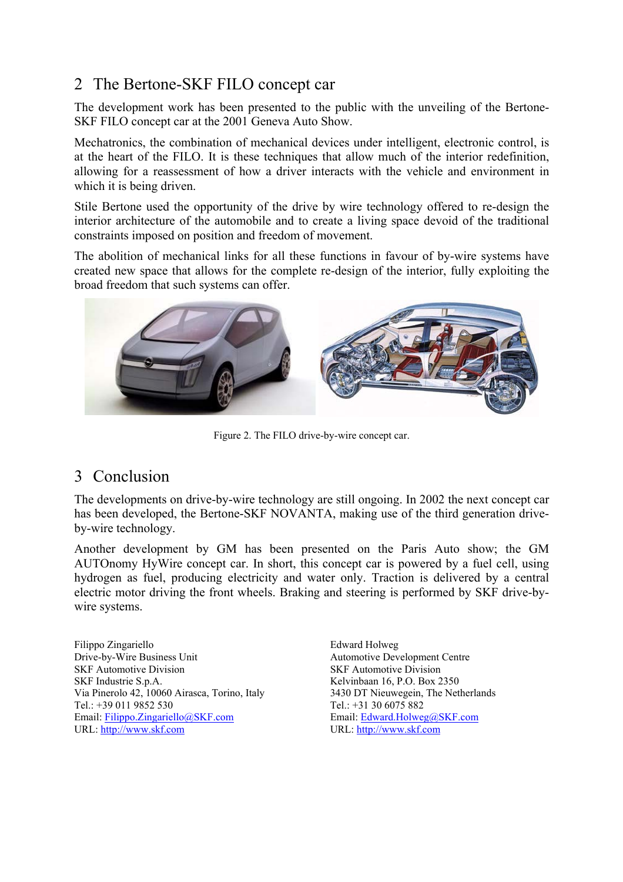## 2 The Bertone-SKF FILO concept car

The development work has been presented to the public with the unveiling of the Bertone-SKF FILO concept car at the 2001 Geneva Auto Show.

Mechatronics, the combination of mechanical devices under intelligent, electronic control, is at the heart of the FILO. It is these techniques that allow much of the interior redefinition, allowing for a reassessment of how a driver interacts with the vehicle and environment in which it is being driven.

Stile Bertone used the opportunity of the drive by wire technology offered to re-design the interior architecture of the automobile and to create a living space devoid of the traditional constraints imposed on position and freedom of movement.

The abolition of mechanical links for all these functions in favour of by-wire systems have created new space that allows for the complete re-design of the interior, fully exploiting the broad freedom that such systems can offer.

Figure 2. The FILO drive-by-wire concept car.

## 3 Conclusion

The developments on drive-by-wire technology are still ongoing. In 2002 the next concept car has been developed, the Bertone-SKF NOVANTA, making use of the third generation drive-by-wire technology.

Another development by GM has been presented on the Paris Auto show; the GM AUTOnomy HyWire concept car. In short, this concept car is powered by a fuel cell, using hydrogen as fuel, producing electricity and water only. Traction is delivered by a central electric motor driving the front wheels. Braking and steering is performed by SKF drive-by-wire systems.

Filippo Zingariello
Drive-by-Wire Business Unit
SKF Automotive Division
SKF Industrie S.p.A.
Via Pinerolo 42, 10060 Airasca, Torino, Italy
Tel.: +39 011 9852 530
Email: Filippo.Zingariello@SKF.com
URL: http://www.skf.com

Edward Holweg
Automotive Development Centre
SKF Automotive Division
Kelvinbaan 16, P.O. Box 2350
3430 DT Nieuwegein, The Netherlands
Tel.: +31 30 6075 882
Email: Edward.Holweg@SKF.com
URL: http://www.skf.com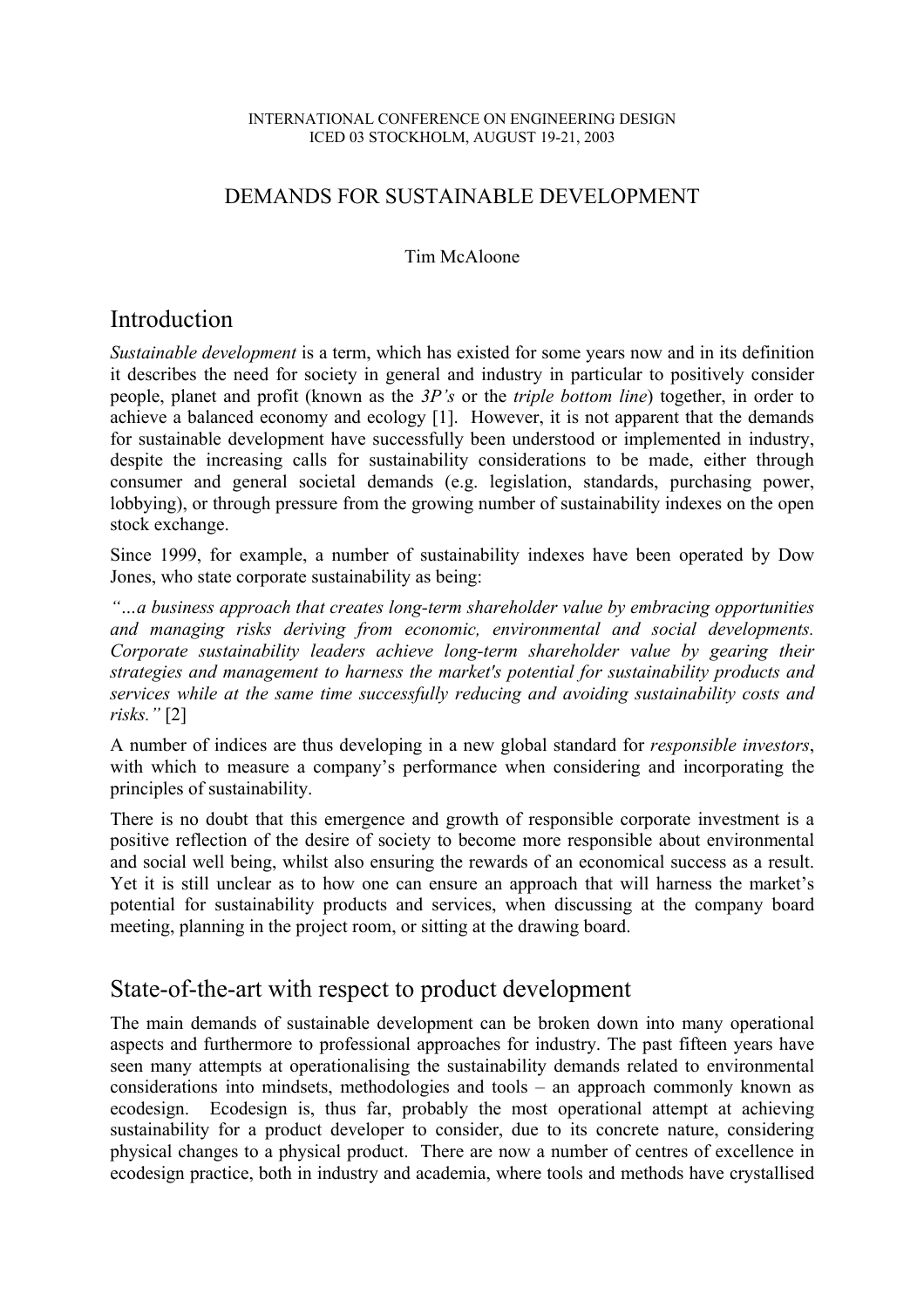INTERNATIONAL CONFERENCE ON ENGINEERING DESIGN
ICED 03 STOCKHOLM, AUGUST 19-21, 2003

# DEMANDS FOR SUSTAINABLE DEVELOPMENT

Tim McAloone

## Introduction

*Sustainable development* is a term, which has existed for some years now and in its definition it describes the need for society in general and industry in particular to positively consider people, planet and profit (known as the *3P's* or the *triple bottom line*) together, in order to achieve a balanced economy and ecology [1]. However, it is not apparent that the demands for sustainable development have successfully been understood or implemented in industry, despite the increasing calls for sustainability considerations to be made, either through consumer and general societal demands (e.g. legislation, standards, purchasing power, lobbying), or through pressure from the growing number of sustainability indexes on the open stock exchange.

Since 1999, for example, a number of sustainability indexes have been operated by Dow Jones, who state corporate sustainability as being:

*"…a business approach that creates long-term shareholder value by embracing opportunities and managing risks deriving from economic, environmental and social developments. Corporate sustainability leaders achieve long-term shareholder value by gearing their strategies and management to harness the market's potential for sustainability products and services while at the same time successfully reducing and avoiding sustainability costs and risks."* [2]

A number of indices are thus developing in a new global standard for *responsible investors*, with which to measure a company's performance when considering and incorporating the principles of sustainability.

There is no doubt that this emergence and growth of responsible corporate investment is a positive reflection of the desire of society to become more responsible about environmental and social well being, whilst also ensuring the rewards of an economical success as a result. Yet it is still unclear as to how one can ensure an approach that will harness the market's potential for sustainability products and services, when discussing at the company board meeting, planning in the project room, or sitting at the drawing board.

## State-of-the-art with respect to product development

The main demands of sustainable development can be broken down into many operational aspects and furthermore to professional approaches for industry. The past fifteen years have seen many attempts at operationalising the sustainability demands related to environmental considerations into mindsets, methodologies and tools – an approach commonly known as ecodesign. Ecodesign is, thus far, probably the most operational attempt at achieving sustainability for a product developer to consider, due to its concrete nature, considering physical changes to a physical product. There are now a number of centres of excellence in ecodesign practice, both in industry and academia, where tools and methods have crystallised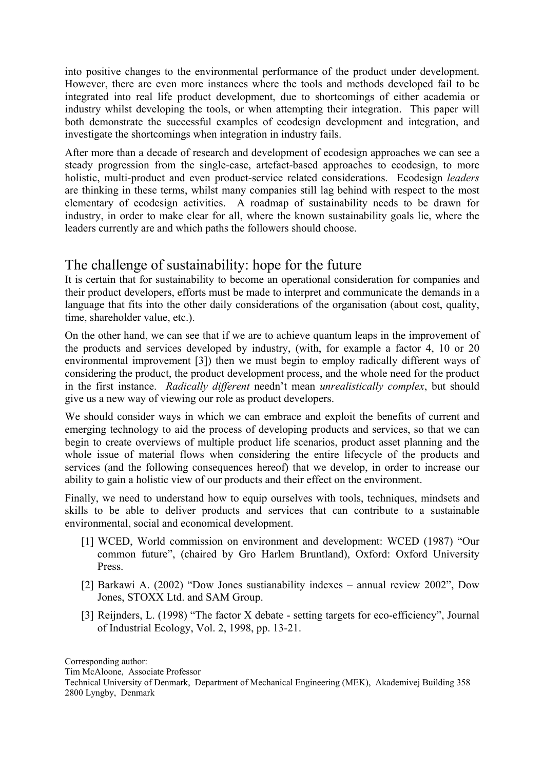into positive changes to the environmental performance of the product under development. However, there are even more instances where the tools and methods developed fail to be integrated into real life product development, due to shortcomings of either academia or industry whilst developing the tools, or when attempting their integration. This paper will both demonstrate the successful examples of ecodesign development and integration, and investigate the shortcomings when integration in industry fails.

After more than a decade of research and development of ecodesign approaches we can see a steady progression from the single-case, artefact-based approaches to ecodesign, to more holistic, multi-product and even product-service related considerations. Ecodesign *leaders* are thinking in these terms, whilst many companies still lag behind with respect to the most elementary of ecodesign activities. A roadmap of sustainability needs to be drawn for industry, in order to make clear for all, where the known sustainability goals lie, where the leaders currently are and which paths the followers should choose.

## The challenge of sustainability: hope for the future

It is certain that for sustainability to become an operational consideration for companies and their product developers, efforts must be made to interpret and communicate the demands in a language that fits into the other daily considerations of the organisation (about cost, quality, time, shareholder value, etc.).

On the other hand, we can see that if we are to achieve quantum leaps in the improvement of the products and services developed by industry, (with, for example a factor 4, 10 or 20 environmental improvement [3]) then we must begin to employ radically different ways of considering the product, the product development process, and the whole need for the product in the first instance. *Radically different* needn't mean *unrealistically complex*, but should give us a new way of viewing our role as product developers.

We should consider ways in which we can embrace and exploit the benefits of current and emerging technology to aid the process of developing products and services, so that we can begin to create overviews of multiple product life scenarios, product asset planning and the whole issue of material flows when considering the entire lifecycle of the products and services (and the following consequences hereof) that we develop, in order to increase our ability to gain a holistic view of our products and their effect on the environment.

Finally, we need to understand how to equip ourselves with tools, techniques, mindsets and skills to be able to deliver products and services that can contribute to a sustainable environmental, social and economical development.

[1] WCED, World commission on environment and development: WCED (1987) "Our common future", (chaired by Gro Harlem Bruntland), Oxford: Oxford University Press.

[2] Barkawi A. (2002) "Dow Jones sustianability indexes – annual review 2002", Dow Jones, STOXX Ltd. and SAM Group.

[3] Reijnders, L. (1998) "The factor X debate - setting targets for eco-efficiency", Journal of Industrial Ecology, Vol. 2, 1998, pp. 13-21.

Corresponding author:
Tim McAloone, Associate Professor
Technical University of Denmark, Department of Mechanical Engineering (MEK), Akademivej Building 358
2800 Lyngby, Denmark